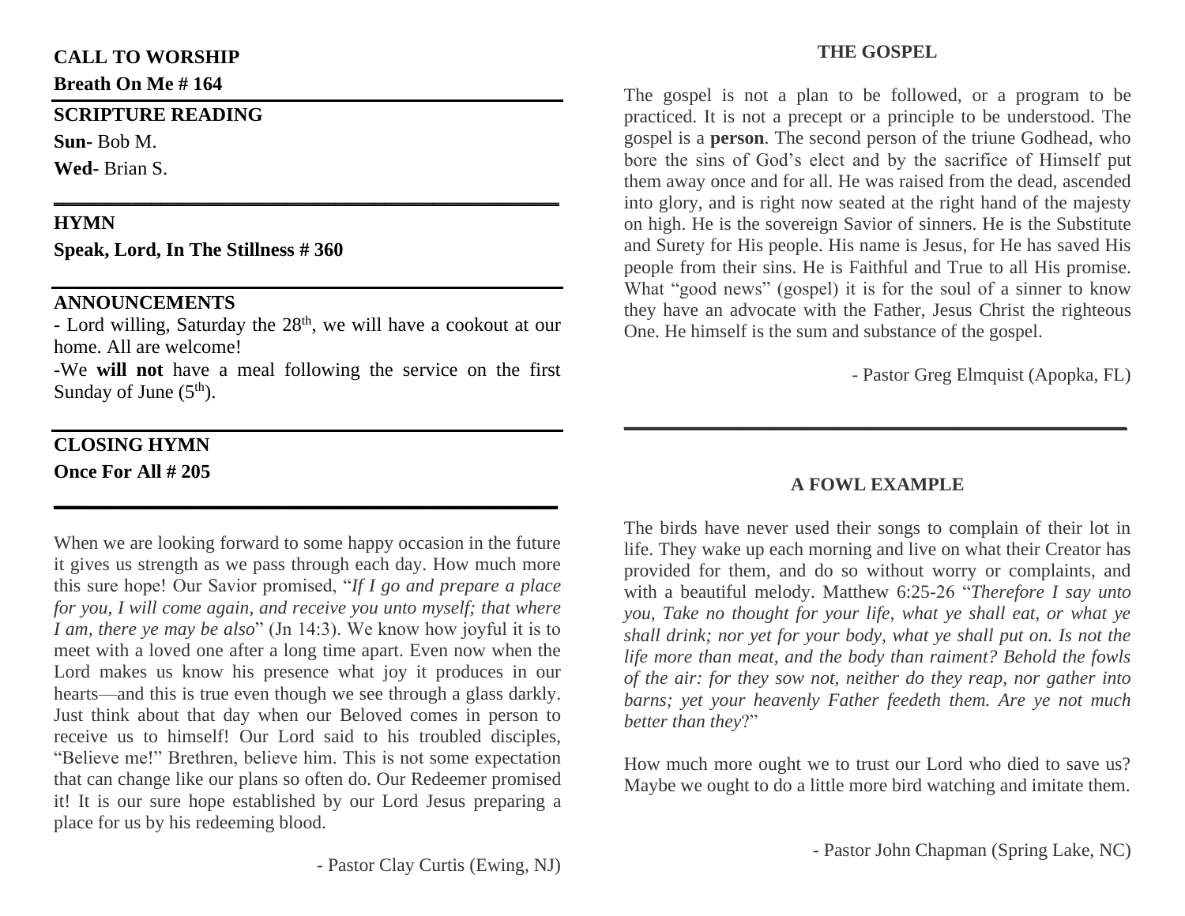**CALL TO WORSHIP**

**Breath On Me # 164**

---

**SCRIPTURE READING**

**Sun-** Bob M.

**Wed-** Brian S.

---

**HYMN**

**Speak, Lord, In The Stillness # 360**

---

**ANNOUNCEMENTS**

- Lord willing, Saturday the 28th, we will have a cookout at our home. All are welcome!

-We **will not** have a meal following the service on the first Sunday of June (5th).

---

**CLOSING HYMN**

**Once For All # 205**

---

When we are looking forward to some happy occasion in the future it gives us strength as we pass through each day. How much more this sure hope! Our Savior promised, "*If I go and prepare a place for you, I will come again, and receive you unto myself; that where I am, there ye may be also*" (Jn 14:3). We know how joyful it is to meet with a loved one after a long time apart. Even now when the Lord makes us know his presence what joy it produces in our hearts—and this is true even though we see through a glass darkly. Just think about that day when our Beloved comes in person to receive us to himself! Our Lord said to his troubled disciples, "Believe me!" Brethren, believe him. This is not some expectation that can change like our plans so often do. Our Redeemer promised it! It is our sure hope established by our Lord Jesus preparing a place for us by his redeeming blood.

- Pastor Clay Curtis (Ewing, NJ)

**THE GOSPEL**

The gospel is not a plan to be followed, or a program to be practiced. It is not a precept or a principle to be understood. The gospel is a **person**. The second person of the triune Godhead, who bore the sins of God's elect and by the sacrifice of Himself put them away once and for all. He was raised from the dead, ascended into glory, and is right now seated at the right hand of the majesty on high. He is the sovereign Savior of sinners. He is the Substitute and Surety for His people. His name is Jesus, for He has saved His people from their sins. He is Faithful and True to all His promise. What "good news" (gospel) it is for the soul of a sinner to know they have an advocate with the Father, Jesus Christ the righteous One. He himself is the sum and substance of the gospel.

- Pastor Greg Elmquist (Apopka, FL)

---

**A FOWL EXAMPLE**

The birds have never used their songs to complain of their lot in life. They wake up each morning and live on what their Creator has provided for them, and do so without worry or complaints, and with a beautiful melody. Matthew 6:25-26 "*Therefore I say unto you, Take no thought for your life, what ye shall eat, or what ye shall drink; nor yet for your body, what ye shall put on. Is not the life more than meat, and the body than raiment? Behold the fowls of the air: for they sow not, neither do they reap, nor gather into barns; yet your heavenly Father feedeth them. Are ye not much better than they*?"

How much more ought we to trust our Lord who died to save us? Maybe we ought to do a little more bird watching and imitate them.

- Pastor John Chapman (Spring Lake, NC)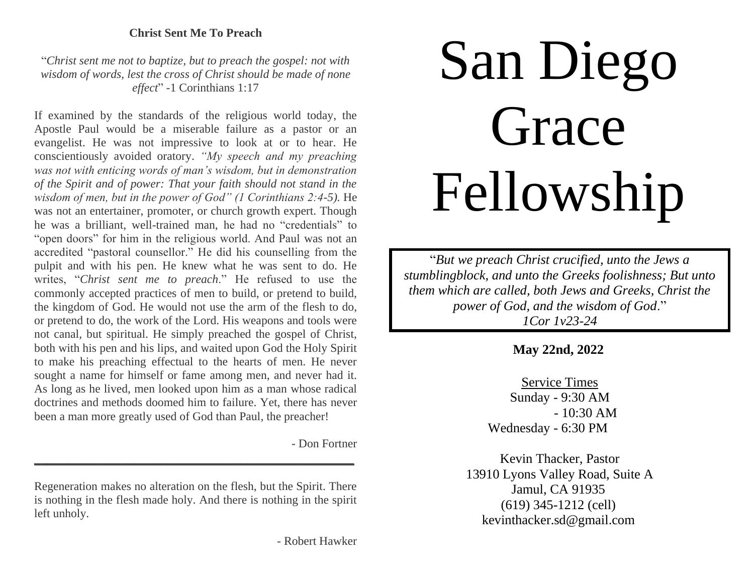**Christ Sent Me To Preach**

"*Christ sent me not to baptize, but to preach the gospel: not with wisdom of words, lest the cross of Christ should be made of none effect*" -1 Corinthians 1:17

If examined by the standards of the religious world today, the Apostle Paul would be a miserable failure as a pastor or an evangelist. He was not impressive to look at or to hear. He conscientiously avoided oratory. *"My speech and my preaching was not with enticing words of man's wisdom, but in demonstration of the Spirit and of power: That your faith should not stand in the wisdom of men, but in the power of God" (1 Corinthians 2:4-5).* He was not an entertainer, promoter, or church growth expert. Though he was a brilliant, well-trained man, he had no "credentials" to "open doors" for him in the religious world. And Paul was not an accredited "pastoral counsellor." He did his counselling from the pulpit and with his pen. He knew what he was sent to do. He writes, "*Christ sent me to preach*." He refused to use the commonly accepted practices of men to build, or pretend to build, the kingdom of God. He would not use the arm of the flesh to do, or pretend to do, the work of the Lord. His weapons and tools were not canal, but spiritual. He simply preached the gospel of Christ, both with his pen and his lips, and waited upon God the Holy Spirit to make his preaching effectual to the hearts of men. He never sought a name for himself or fame among men, and never had it. As long as he lived, men looked upon him as a man whose radical doctrines and methods doomed him to failure. Yet, there has never been a man more greatly used of God than Paul, the preacher!

- Don Fortner

---

Regeneration makes no alteration on the flesh, but the Spirit. There is nothing in the flesh made holy. And there is nothing in the spirit left unholy.

- Robert Hawker

# San Diego Grace Fellowship

"*But we preach Christ crucified, unto the Jews a stumblingblock, and unto the Greeks foolishness; But unto them which are called, both Jews and Greeks, Christ the power of God, and the wisdom of God*."
*1Cor 1v23-24*

**May 22nd, 2022**

Service Times
Sunday - 9:30 AM
- 10:30 AM
Wednesday - 6:30 PM

Kevin Thacker, Pastor
13910 Lyons Valley Road, Suite A
Jamul, CA 91935
(619) 345-1212 (cell)
kevinthacker.sd@gmail.com